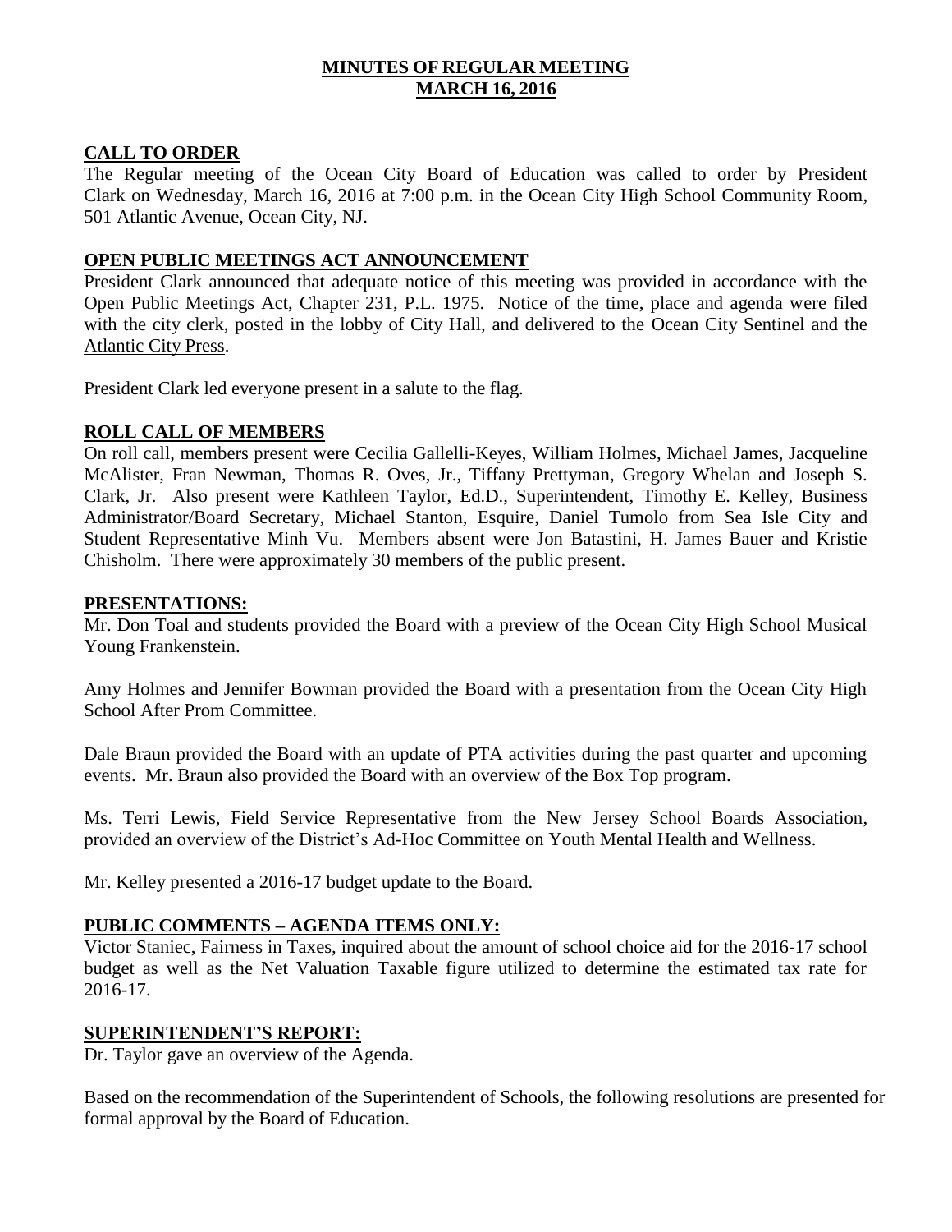# MINUTES OF REGULAR MEETING
# MARCH 16, 2016

## CALL TO ORDER

The Regular meeting of the Ocean City Board of Education was called to order by President Clark on Wednesday, March 16, 2016 at 7:00 p.m. in the Ocean City High School Community Room, 501 Atlantic Avenue, Ocean City, NJ.

## OPEN PUBLIC MEETINGS ACT ANNOUNCEMENT

President Clark announced that adequate notice of this meeting was provided in accordance with the Open Public Meetings Act, Chapter 231, P.L. 1975. Notice of the time, place and agenda were filed with the city clerk, posted in the lobby of City Hall, and delivered to the Ocean City Sentinel and the Atlantic City Press.

President Clark led everyone present in a salute to the flag.

## ROLL CALL OF MEMBERS

On roll call, members present were Cecilia Gallelli-Keyes, William Holmes, Michael James, Jacqueline McAlister, Fran Newman, Thomas R. Oves, Jr., Tiffany Prettyman, Gregory Whelan and Joseph S. Clark, Jr. Also present were Kathleen Taylor, Ed.D., Superintendent, Timothy E. Kelley, Business Administrator/Board Secretary, Michael Stanton, Esquire, Daniel Tumolo from Sea Isle City and Student Representative Minh Vu. Members absent were Jon Batastini, H. James Bauer and Kristie Chisholm. There were approximately 30 members of the public present.

## PRESENTATIONS:

Mr. Don Toal and students provided the Board with a preview of the Ocean City High School Musical Young Frankenstein.

Amy Holmes and Jennifer Bowman provided the Board with a presentation from the Ocean City High School After Prom Committee.

Dale Braun provided the Board with an update of PTA activities during the past quarter and upcoming events. Mr. Braun also provided the Board with an overview of the Box Top program.

Ms. Terri Lewis, Field Service Representative from the New Jersey School Boards Association, provided an overview of the District's Ad-Hoc Committee on Youth Mental Health and Wellness.

Mr. Kelley presented a 2016-17 budget update to the Board.

## PUBLIC COMMENTS – AGENDA ITEMS ONLY:

Victor Staniec, Fairness in Taxes, inquired about the amount of school choice aid for the 2016-17 school budget as well as the Net Valuation Taxable figure utilized to determine the estimated tax rate for 2016-17.

## SUPERINTENDENT'S REPORT:

Dr. Taylor gave an overview of the Agenda.

Based on the recommendation of the Superintendent of Schools, the following resolutions are presented for formal approval by the Board of Education.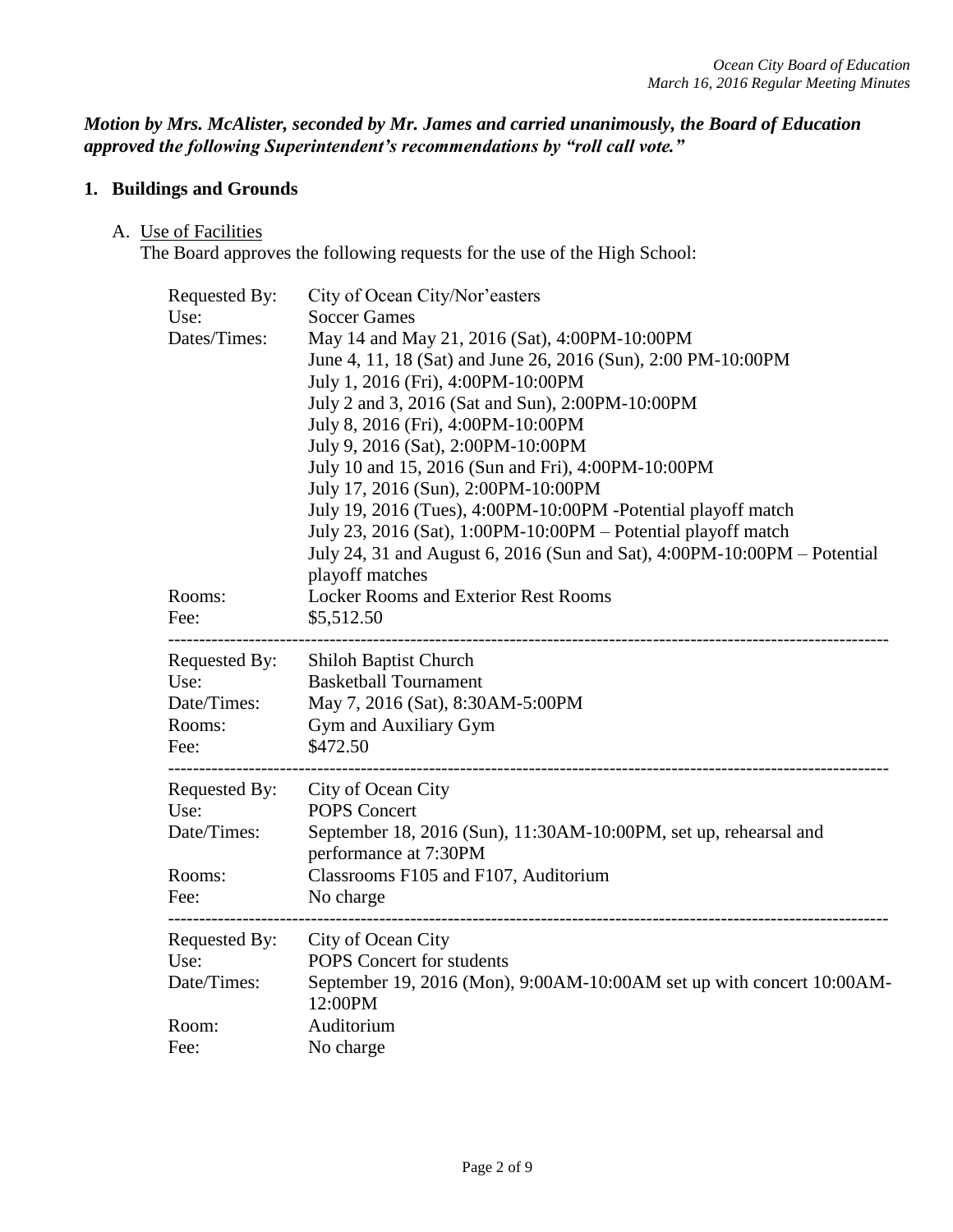***Motion by Mrs. McAlister, seconded by Mr. James and carried unanimously, the Board of Education approved the following Superintendent's recommendations by "roll call vote."***

## 1. Buildings and Grounds

A. Use of Facilities

The Board approves the following requests for the use of the High School:

| | |
|---|---|
| Requested By: | City of Ocean City/Nor'easters |
| Use: | Soccer Games |
| Dates/Times: | May 14 and May 21, 2016 (Sat), 4:00PM-10:00PM<br>June 4, 11, 18 (Sat) and June 26, 2016 (Sun), 2:00 PM-10:00PM<br>July 1, 2016 (Fri), 4:00PM-10:00PM<br>July 2 and 3, 2016 (Sat and Sun), 2:00PM-10:00PM<br>July 8, 2016 (Fri), 4:00PM-10:00PM<br>July 9, 2016 (Sat), 2:00PM-10:00PM<br>July 10 and 15, 2016 (Sun and Fri), 4:00PM-10:00PM<br>July 17, 2016 (Sun), 2:00PM-10:00PM<br>July 19, 2016 (Tues), 4:00PM-10:00PM -Potential playoff match<br>July 23, 2016 (Sat), 1:00PM-10:00PM – Potential playoff match<br>July 24, 31 and August 6, 2016 (Sun and Sat), 4:00PM-10:00PM – Potential playoff matches |
| Rooms: | Locker Rooms and Exterior Rest Rooms |
| Fee: | $5,512.50 |

---

| | |
|---|---|
| Requested By: | Shiloh Baptist Church |
| Use: | Basketball Tournament |
| Date/Times: | May 7, 2016 (Sat), 8:30AM-5:00PM |
| Rooms: | Gym and Auxiliary Gym |
| Fee: | $472.50 |

---

| | |
|---|---|
| Requested By: | City of Ocean City |
| Use: | POPS Concert |
| Date/Times: | September 18, 2016 (Sun), 11:30AM-10:00PM, set up, rehearsal and performance at 7:30PM |
| Rooms: | Classrooms F105 and F107, Auditorium |
| Fee: | No charge |

---

| | |
|---|---|
| Requested By: | City of Ocean City |
| Use: | POPS Concert for students |
| Date/Times: | September 19, 2016 (Mon), 9:00AM-10:00AM set up with concert 10:00AM-12:00PM |
| Room: | Auditorium |
| Fee: | No charge |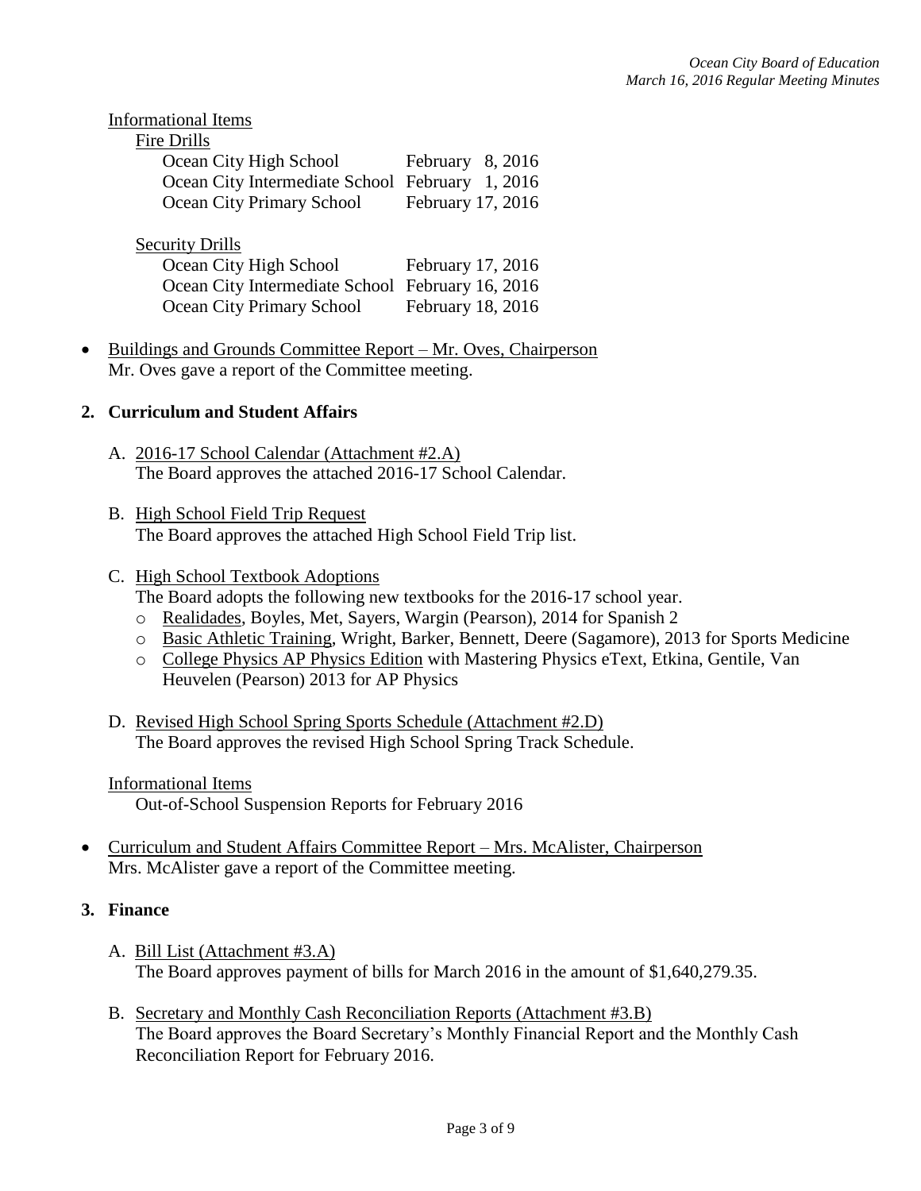Informational Items

Fire Drills

| | |
|---|---|
| Ocean City High School | February 8, 2016 |
| Ocean City Intermediate School | February 1, 2016 |
| Ocean City Primary School | February 17, 2016 |

Security Drills

| | |
|---|---|
| Ocean City High School | February 17, 2016 |
| Ocean City Intermediate School | February 16, 2016 |
| Ocean City Primary School | February 18, 2016 |

- Buildings and Grounds Committee Report – Mr. Oves, Chairperson
  Mr. Oves gave a report of the Committee meeting.

## 2. Curriculum and Student Affairs

A. 2016-17 School Calendar (Attachment #2.A)
The Board approves the attached 2016-17 School Calendar.

B. High School Field Trip Request
The Board approves the attached High School Field Trip list.

C. High School Textbook Adoptions
The Board adopts the following new textbooks for the 2016-17 school year.
- Realidades, Boyles, Met, Sayers, Wargin (Pearson), 2014 for Spanish 2
- Basic Athletic Training, Wright, Barker, Bennett, Deere (Sagamore), 2013 for Sports Medicine
- College Physics AP Physics Edition with Mastering Physics eText, Etkina, Gentile, Van Heuvelen (Pearson) 2013 for AP Physics

D. Revised High School Spring Sports Schedule (Attachment #2.D)
The Board approves the revised High School Spring Track Schedule.

Informational Items

Out-of-School Suspension Reports for February 2016

- Curriculum and Student Affairs Committee Report – Mrs. McAlister, Chairperson
  Mrs. McAlister gave a report of the Committee meeting.

## 3. Finance

A. Bill List (Attachment #3.A)
The Board approves payment of bills for March 2016 in the amount of $1,640,279.35.

B. Secretary and Monthly Cash Reconciliation Reports (Attachment #3.B)
The Board approves the Board Secretary's Monthly Financial Report and the Monthly Cash Reconciliation Report for February 2016.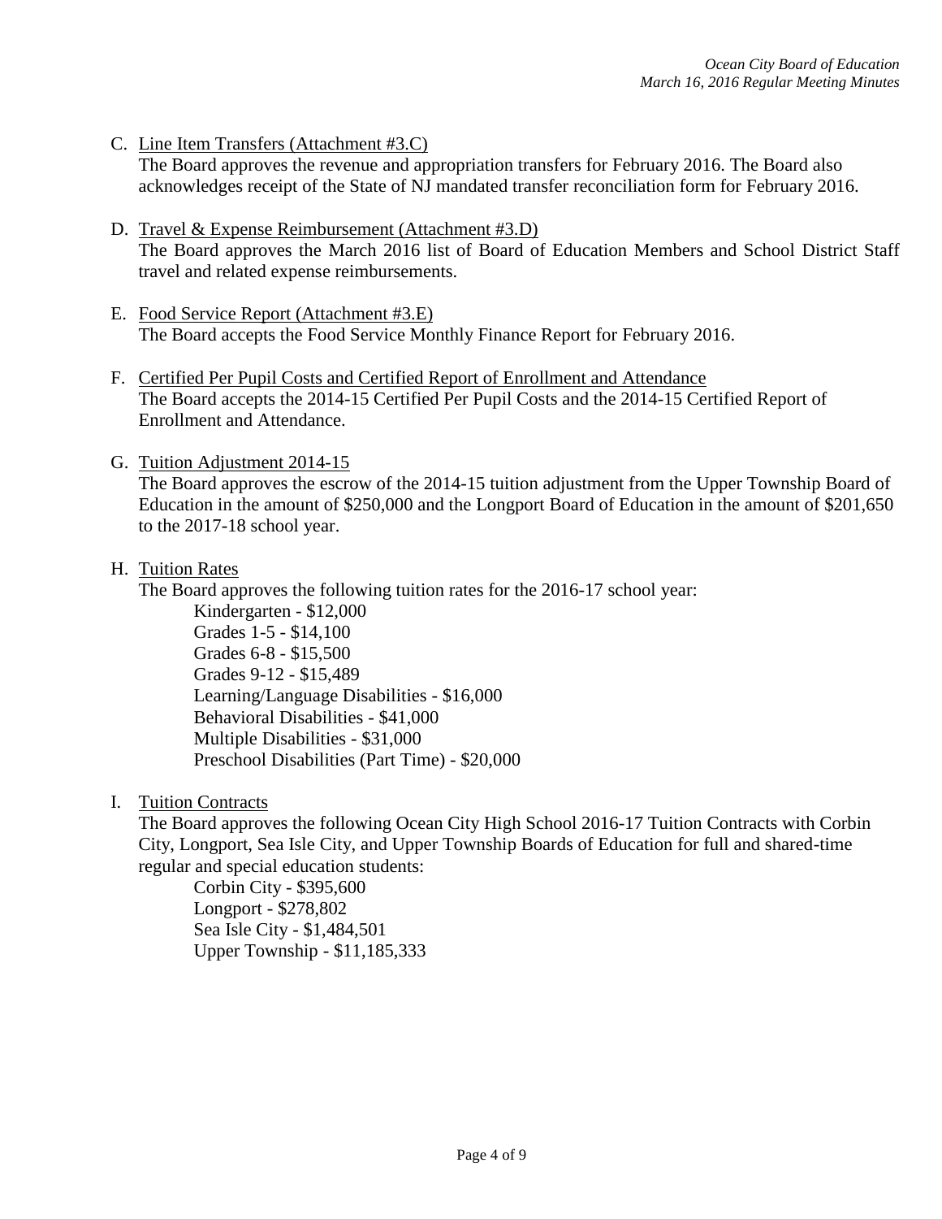C. Line Item Transfers (Attachment #3.C)
   The Board approves the revenue and appropriation transfers for February 2016. The Board also acknowledges receipt of the State of NJ mandated transfer reconciliation form for February 2016.

D. Travel & Expense Reimbursement (Attachment #3.D)
   The Board approves the March 2016 list of Board of Education Members and School District Staff travel and related expense reimbursements.

E. Food Service Report (Attachment #3.E)
   The Board accepts the Food Service Monthly Finance Report for February 2016.

F. Certified Per Pupil Costs and Certified Report of Enrollment and Attendance
   The Board accepts the 2014-15 Certified Per Pupil Costs and the 2014-15 Certified Report of Enrollment and Attendance.

G. Tuition Adjustment 2014-15
   The Board approves the escrow of the 2014-15 tuition adjustment from the Upper Township Board of Education in the amount of $250,000 and the Longport Board of Education in the amount of $201,650 to the 2017-18 school year.

H. Tuition Rates
   The Board approves the following tuition rates for the 2016-17 school year:
   - Kindergarten - $12,000
   - Grades 1-5 - $14,100
   - Grades 6-8 - $15,500
   - Grades 9-12 - $15,489
   - Learning/Language Disabilities - $16,000
   - Behavioral Disabilities - $41,000
   - Multiple Disabilities - $31,000
   - Preschool Disabilities (Part Time) - $20,000

I. Tuition Contracts
   The Board approves the following Ocean City High School 2016-17 Tuition Contracts with Corbin City, Longport, Sea Isle City, and Upper Township Boards of Education for full and shared-time regular and special education students:
   - Corbin City - $395,600
   - Longport - $278,802
   - Sea Isle City - $1,484,501
   - Upper Township - $11,185,333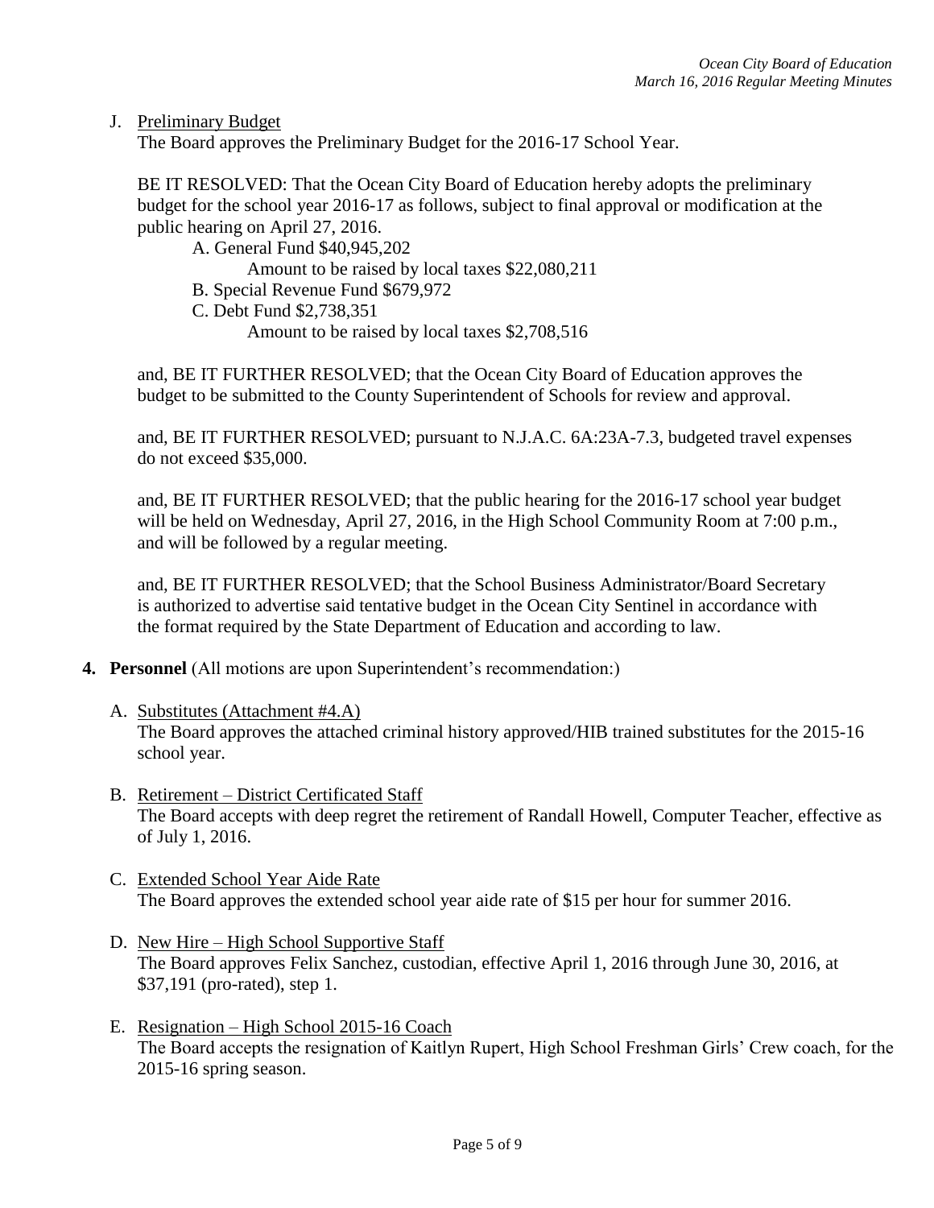J. <u>Preliminary Budget</u>

The Board approves the Preliminary Budget for the 2016-17 School Year.

BE IT RESOLVED: That the Ocean City Board of Education hereby adopts the preliminary budget for the school year 2016-17 as follows, subject to final approval or modification at the public hearing on April 27, 2016.

A. General Fund $40,945,202
  Amount to be raised by local taxes $22,080,211
B. Special Revenue Fund $679,972
C. Debt Fund $2,738,351
  Amount to be raised by local taxes $2,708,516

and, BE IT FURTHER RESOLVED; that the Ocean City Board of Education approves the budget to be submitted to the County Superintendent of Schools for review and approval.

and, BE IT FURTHER RESOLVED; pursuant to N.J.A.C. 6A:23A-7.3, budgeted travel expenses do not exceed $35,000.

and, BE IT FURTHER RESOLVED; that the public hearing for the 2016-17 school year budget will be held on Wednesday, April 27, 2016, in the High School Community Room at 7:00 p.m., and will be followed by a regular meeting.

and, BE IT FURTHER RESOLVED; that the School Business Administrator/Board Secretary is authorized to advertise said tentative budget in the Ocean City Sentinel in accordance with the format required by the State Department of Education and according to law.

**4. Personnel** (All motions are upon Superintendent's recommendation:)

A. <u>Substitutes (Attachment #4.A)</u>
The Board approves the attached criminal history approved/HIB trained substitutes for the 2015-16 school year.

B. <u>Retirement – District Certificated Staff</u>
The Board accepts with deep regret the retirement of Randall Howell, Computer Teacher, effective as of July 1, 2016.

C. <u>Extended School Year Aide Rate</u>
The Board approves the extended school year aide rate of $15 per hour for summer 2016.

D. <u>New Hire – High School Supportive Staff</u>
The Board approves Felix Sanchez, custodian, effective April 1, 2016 through June 30, 2016, at $37,191 (pro-rated), step 1.

E. <u>Resignation – High School 2015-16 Coach</u>
The Board accepts the resignation of Kaitlyn Rupert, High School Freshman Girls' Crew coach, for the 2015-16 spring season.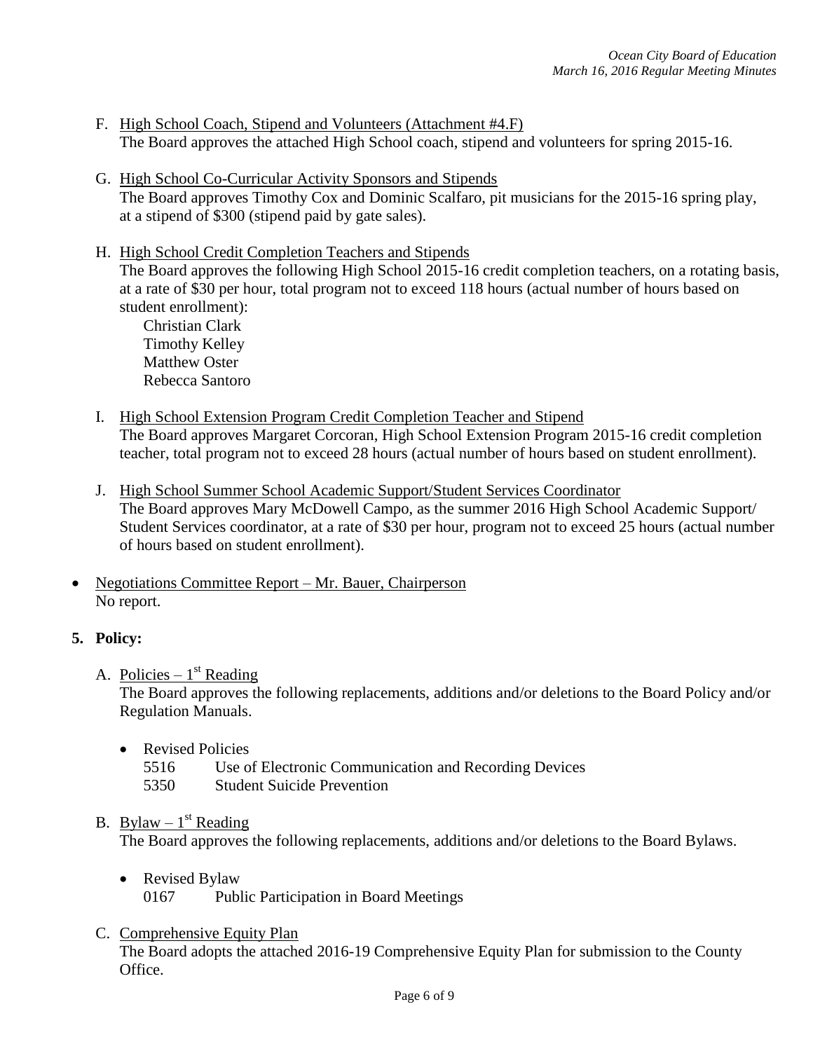F. <u>High School Coach, Stipend and Volunteers (Attachment #4.F)</u>
   The Board approves the attached High School coach, stipend and volunteers for spring 2015-16.

G. <u>High School Co-Curricular Activity Sponsors and Stipends</u>
   The Board approves Timothy Cox and Dominic Scalfaro, pit musicians for the 2015-16 spring play, at a stipend of $300 (stipend paid by gate sales).

H. <u>High School Credit Completion Teachers and Stipends</u>
   The Board approves the following High School 2015-16 credit completion teachers, on a rotating basis, at a rate of $30 per hour, total program not to exceed 118 hours (actual number of hours based on student enrollment):
   Christian Clark
   Timothy Kelley
   Matthew Oster
   Rebecca Santoro

I. <u>High School Extension Program Credit Completion Teacher and Stipend</u>
   The Board approves Margaret Corcoran, High School Extension Program 2015-16 credit completion teacher, total program not to exceed 28 hours (actual number of hours based on student enrollment).

J. <u>High School Summer School Academic Support/Student Services Coordinator</u>
   The Board approves Mary McDowell Campo, as the summer 2016 High School Academic Support/ Student Services coordinator, at a rate of $30 per hour, program not to exceed 25 hours (actual number of hours based on student enrollment).

- <u>Negotiations Committee Report – Mr. Bauer, Chairperson</u>
  No report.

**5. Policy:**

A. <u>Policies – 1st Reading</u>
   The Board approves the following replacements, additions and/or deletions to the Board Policy and/or Regulation Manuals.

   - Revised Policies
     5516 Use of Electronic Communication and Recording Devices
     5350 Student Suicide Prevention

B. <u>Bylaw – 1st Reading</u>
   The Board approves the following replacements, additions and/or deletions to the Board Bylaws.

   - Revised Bylaw
     0167 Public Participation in Board Meetings

C. <u>Comprehensive Equity Plan</u>
   The Board adopts the attached 2016-19 Comprehensive Equity Plan for submission to the County Office.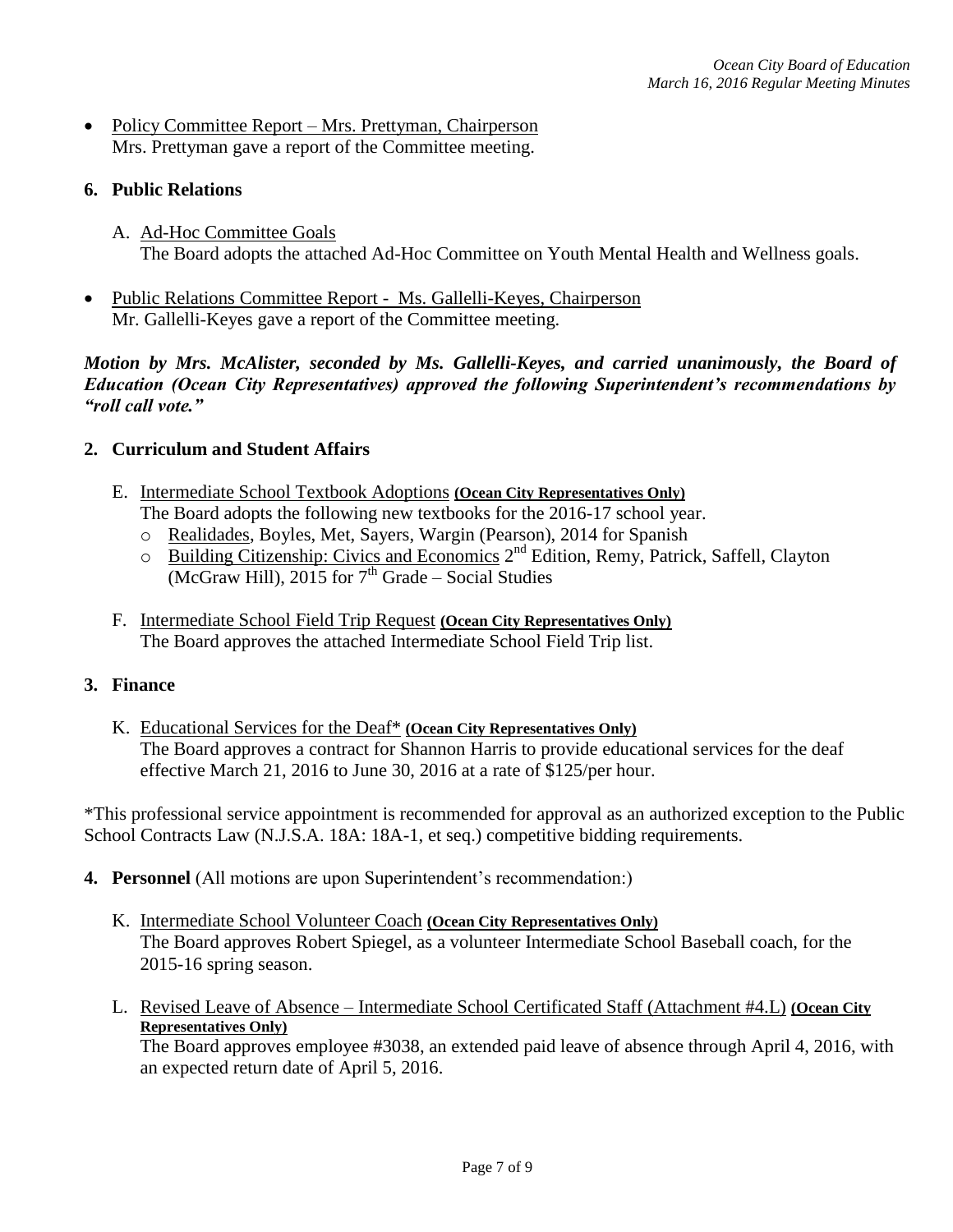- Policy Committee Report – Mrs. Prettyman, Chairperson
  Mrs. Prettyman gave a report of the Committee meeting.

**6. Public Relations**

A. Ad-Hoc Committee Goals
   The Board adopts the attached Ad-Hoc Committee on Youth Mental Health and Wellness goals.

- Public Relations Committee Report - Ms. Gallelli-Keyes, Chairperson
  Mr. Gallelli-Keyes gave a report of the Committee meeting.

***Motion by Mrs. McAlister, seconded by Ms. Gallelli-Keyes, and carried unanimously, the Board of Education (Ocean City Representatives) approved the following Superintendent's recommendations by "roll call vote."***

**2. Curriculum and Student Affairs**

E. Intermediate School Textbook Adoptions **(Ocean City Representatives Only)**
   The Board adopts the following new textbooks for the 2016-17 school year.
   - Realidades, Boyles, Met, Sayers, Wargin (Pearson), 2014 for Spanish
   - Building Citizenship: Civics and Economics 2nd Edition, Remy, Patrick, Saffell, Clayton (McGraw Hill), 2015 for 7th Grade – Social Studies

F. Intermediate School Field Trip Request **(Ocean City Representatives Only)**
   The Board approves the attached Intermediate School Field Trip list.

**3. Finance**

K. Educational Services for the Deaf* **(Ocean City Representatives Only)**
   The Board approves a contract for Shannon Harris to provide educational services for the deaf effective March 21, 2016 to June 30, 2016 at a rate of $125/per hour.

*This professional service appointment is recommended for approval as an authorized exception to the Public School Contracts Law (N.J.S.A. 18A: 18A-1, et seq.) competitive bidding requirements.

**4. Personnel** (All motions are upon Superintendent's recommendation:)

K. Intermediate School Volunteer Coach **(Ocean City Representatives Only)**
   The Board approves Robert Spiegel, as a volunteer Intermediate School Baseball coach, for the 2015-16 spring season.

L. Revised Leave of Absence – Intermediate School Certificated Staff (Attachment #4.L) **(Ocean City Representatives Only)**
   The Board approves employee #3038, an extended paid leave of absence through April 4, 2016, with an expected return date of April 5, 2016.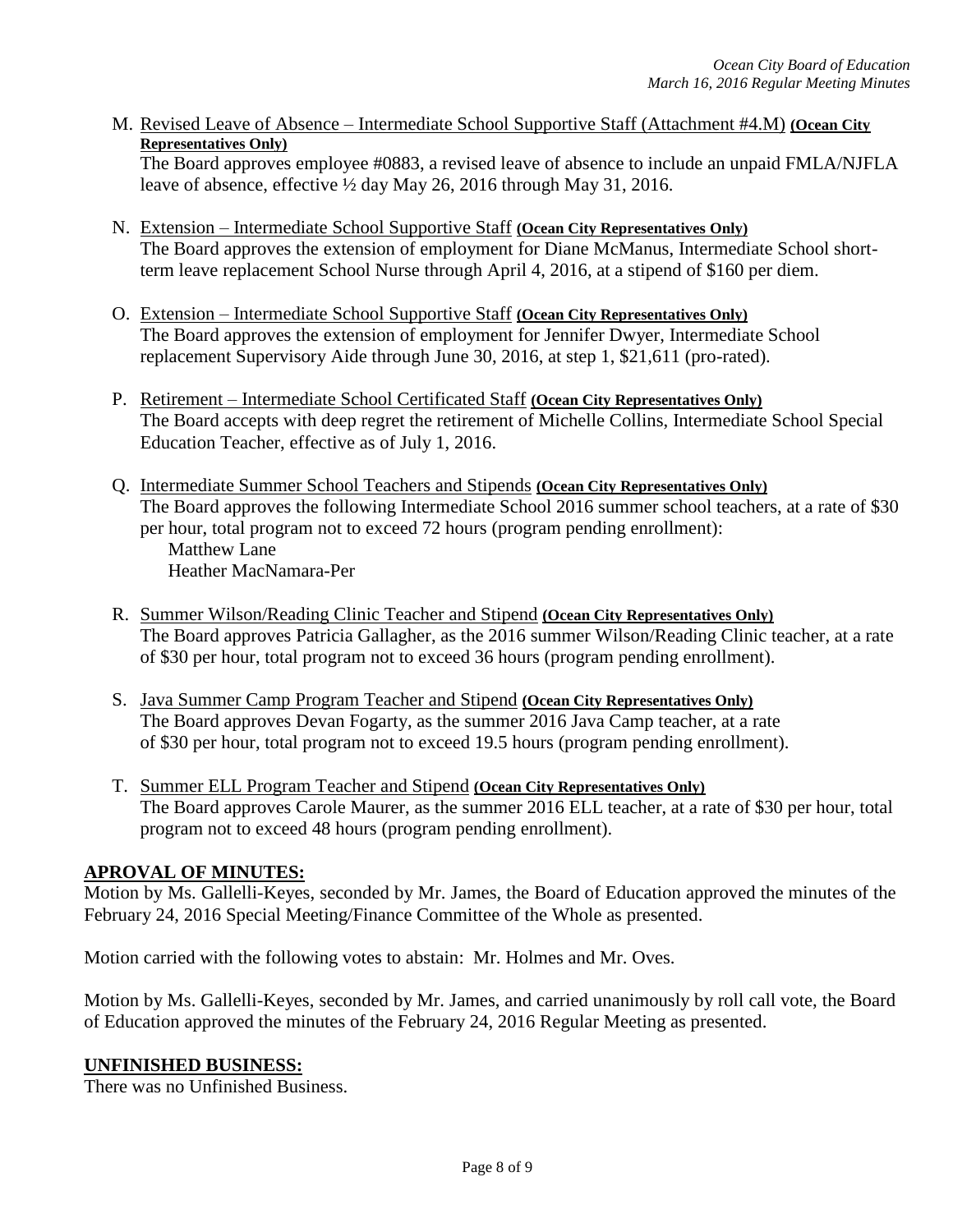M. Revised Leave of Absence – Intermediate School Supportive Staff (Attachment #4.M) **(Ocean City Representatives Only)**
The Board approves employee #0883, a revised leave of absence to include an unpaid FMLA/NJFLA leave of absence, effective ½ day May 26, 2016 through May 31, 2016.

N. Extension – Intermediate School Supportive Staff **(Ocean City Representatives Only)**
The Board approves the extension of employment for Diane McManus, Intermediate School short-term leave replacement School Nurse through April 4, 2016, at a stipend of $160 per diem.

O. Extension – Intermediate School Supportive Staff **(Ocean City Representatives Only)**
The Board approves the extension of employment for Jennifer Dwyer, Intermediate School replacement Supervisory Aide through June 30, 2016, at step 1, $21,611 (pro-rated).

P. Retirement – Intermediate School Certificated Staff **(Ocean City Representatives Only)**
The Board accepts with deep regret the retirement of Michelle Collins, Intermediate School Special Education Teacher, effective as of July 1, 2016.

Q. Intermediate Summer School Teachers and Stipends **(Ocean City Representatives Only)**
The Board approves the following Intermediate School 2016 summer school teachers, at a rate of $30 per hour, total program not to exceed 72 hours (program pending enrollment):
Matthew Lane
Heather MacNamara-Per

R. Summer Wilson/Reading Clinic Teacher and Stipend **(Ocean City Representatives Only)**
The Board approves Patricia Gallagher, as the 2016 summer Wilson/Reading Clinic teacher, at a rate of $30 per hour, total program not to exceed 36 hours (program pending enrollment).

S. Java Summer Camp Program Teacher and Stipend **(Ocean City Representatives Only)**
The Board approves Devan Fogarty, as the summer 2016 Java Camp teacher, at a rate of $30 per hour, total program not to exceed 19.5 hours (program pending enrollment).

T. Summer ELL Program Teacher and Stipend **(Ocean City Representatives Only)**
The Board approves Carole Maurer, as the summer 2016 ELL teacher, at a rate of $30 per hour, total program not to exceed 48 hours (program pending enrollment).

## APROVAL OF MINUTES:

Motion by Ms. Gallelli-Keyes, seconded by Mr. James, the Board of Education approved the minutes of the February 24, 2016 Special Meeting/Finance Committee of the Whole as presented.

Motion carried with the following votes to abstain: Mr. Holmes and Mr. Oves.

Motion by Ms. Gallelli-Keyes, seconded by Mr. James, and carried unanimously by roll call vote, the Board of Education approved the minutes of the February 24, 2016 Regular Meeting as presented.

## UNFINISHED BUSINESS:

There was no Unfinished Business.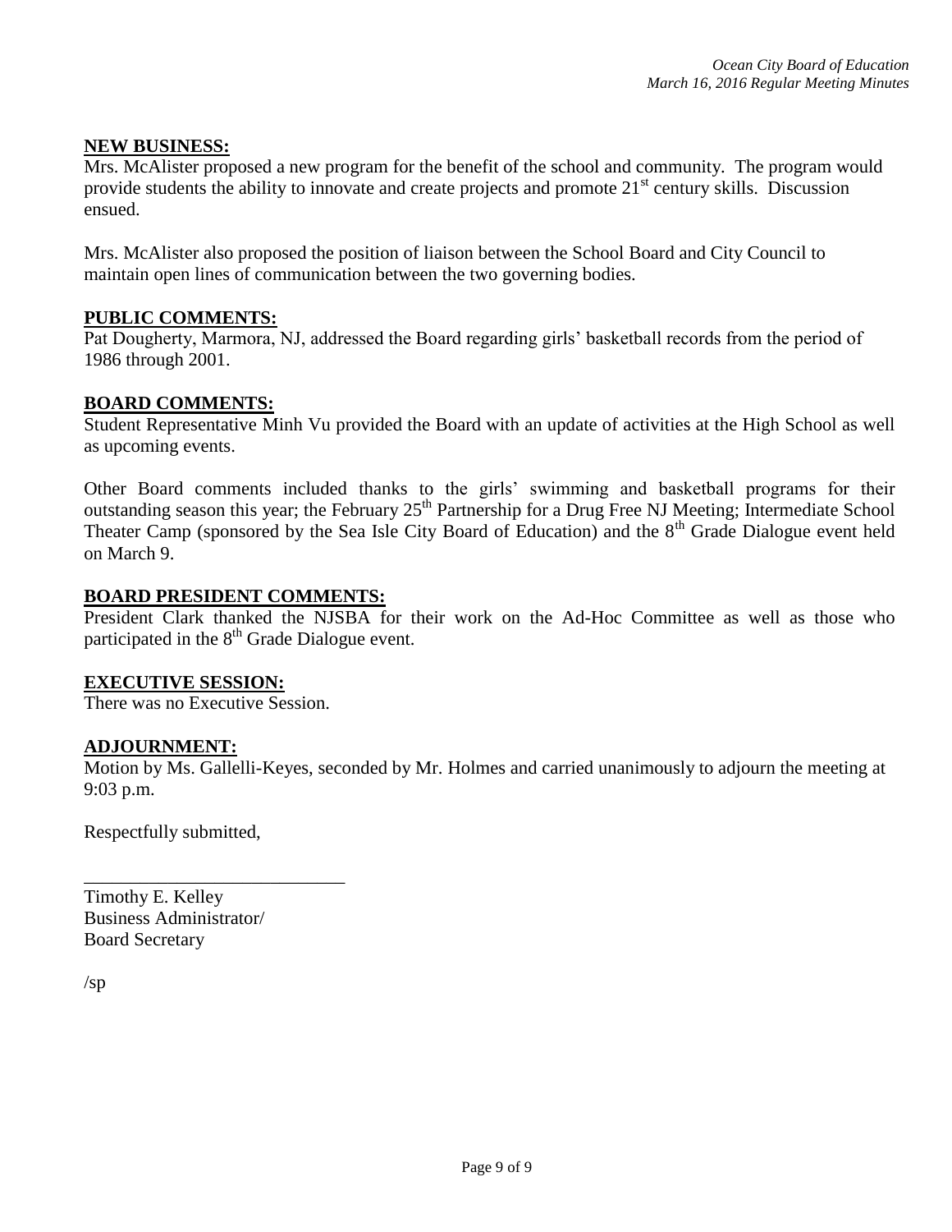**NEW BUSINESS:**

Mrs. McAlister proposed a new program for the benefit of the school and community. The program would provide students the ability to innovate and create projects and promote 21st century skills. Discussion ensued.

Mrs. McAlister also proposed the position of liaison between the School Board and City Council to maintain open lines of communication between the two governing bodies.

**PUBLIC COMMENTS:**

Pat Dougherty, Marmora, NJ, addressed the Board regarding girls' basketball records from the period of 1986 through 2001.

**BOARD COMMENTS:**

Student Representative Minh Vu provided the Board with an update of activities at the High School as well as upcoming events.

Other Board comments included thanks to the girls' swimming and basketball programs for their outstanding season this year; the February 25th Partnership for a Drug Free NJ Meeting; Intermediate School Theater Camp (sponsored by the Sea Isle City Board of Education) and the 8th Grade Dialogue event held on March 9.

**BOARD PRESIDENT COMMENTS:**

President Clark thanked the NJSBA for their work on the Ad-Hoc Committee as well as those who participated in the 8th Grade Dialogue event.

**EXECUTIVE SESSION:**

There was no Executive Session.

**ADJOURNMENT:**

Motion by Ms. Gallelli-Keyes, seconded by Mr. Holmes and carried unanimously to adjourn the meeting at 9:03 p.m.

Respectfully submitted,

\_\_\_\_\_\_\_\_\_\_\_\_\_\_\_\_\_\_\_\_\_\_\_\_\_\_\_\_

Timothy E. Kelley
Business Administrator/
Board Secretary

/sp